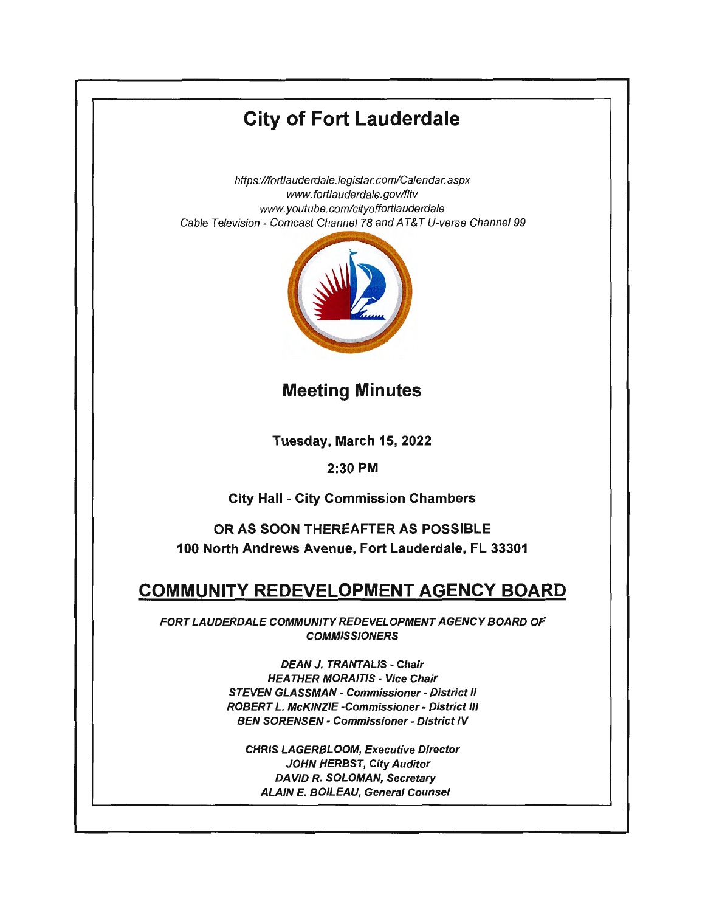# City of Fort Lauderdale

*https://fortlauderdale.legistar.com/Calendar.aspx*
*www.fortlauderdale.gov/fltv*
*www.youtube.com/cityoffortlauderdale*
*Cable Television - Comcast Channel 78 and AT&T U-verse Channel 99*

## Meeting Minutes

**Tuesday, March 15, 2022**

**2:30 PM**

**City Hall - City Commission Chambers**

**OR AS SOON THEREAFTER AS POSSIBLE**
**100 North Andrews Avenue, Fort Lauderdale, FL 33301**

## COMMUNITY REDEVELOPMENT AGENCY BOARD

***FORT LAUDERDALE COMMUNITY REDEVELOPMENT AGENCY BOARD OF COMMISSIONERS***

***DEAN J. TRANTALIS - Chair***
***HEATHER MORAITIS - Vice Chair***
***STEVEN GLASSMAN - Commissioner - District II***
***ROBERT L. McKINZIE -Commissioner - District III***
***BEN SORENSEN - Commissioner - District IV***

***CHRIS LAGERBLOOM, Executive Director***
***JOHN HERBST, City Auditor***
***DAVID R. SOLOMAN, Secretary***
***ALAIN E. BOILEAU, General Counsel***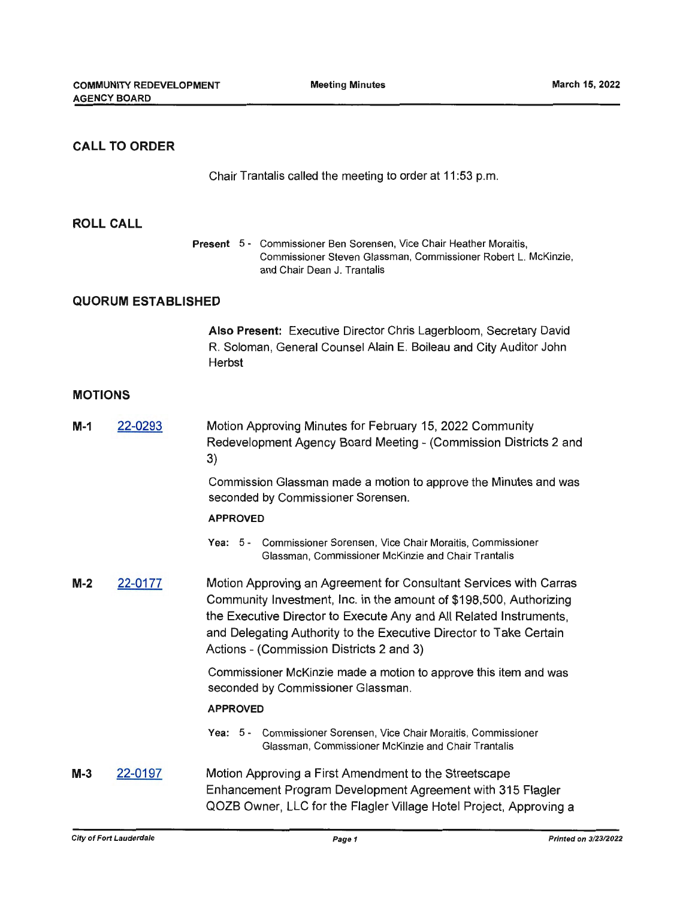## CALL TO ORDER

Chair Trantalis called the meeting to order at 11:53 p.m.

## ROLL CALL

**Present** 5 - Commissioner Ben Sorensen, Vice Chair Heather Moraitis, Commissioner Steven Glassman, Commissioner Robert L. McKinzie, and Chair Dean J. Trantalis

## QUORUM ESTABLISHED

**Also Present:** Executive Director Chris Lagerbloom, Secretary David R. Soloman, General Counsel Alain E. Boileau and City Auditor John Herbst

## MOTIONS

**M-1** 22-0293 Motion Approving Minutes for February 15, 2022 Community Redevelopment Agency Board Meeting - (Commission Districts 2 and 3)

Commission Glassman made a motion to approve the Minutes and was seconded by Commissioner Sorensen.

**APPROVED**

**Yea:** 5 - Commissioner Sorensen, Vice Chair Moraitis, Commissioner Glassman, Commissioner McKinzie and Chair Trantalis

**M-2** 22-0177 Motion Approving an Agreement for Consultant Services with Carras Community Investment, Inc. in the amount of $198,500, Authorizing the Executive Director to Execute Any and All Related Instruments, and Delegating Authority to the Executive Director to Take Certain Actions - (Commission Districts 2 and 3)

Commissioner McKinzie made a motion to approve this item and was seconded by Commissioner Glassman.

**APPROVED**

**Yea:** 5 - Commissioner Sorensen, Vice Chair Moraitis, Commissioner Glassman, Commissioner McKinzie and Chair Trantalis

**M-3** 22-0197 Motion Approving a First Amendment to the Streetscape Enhancement Program Development Agreement with 315 Flagler QOZB Owner, LLC for the Flagler Village Hotel Project, Approving a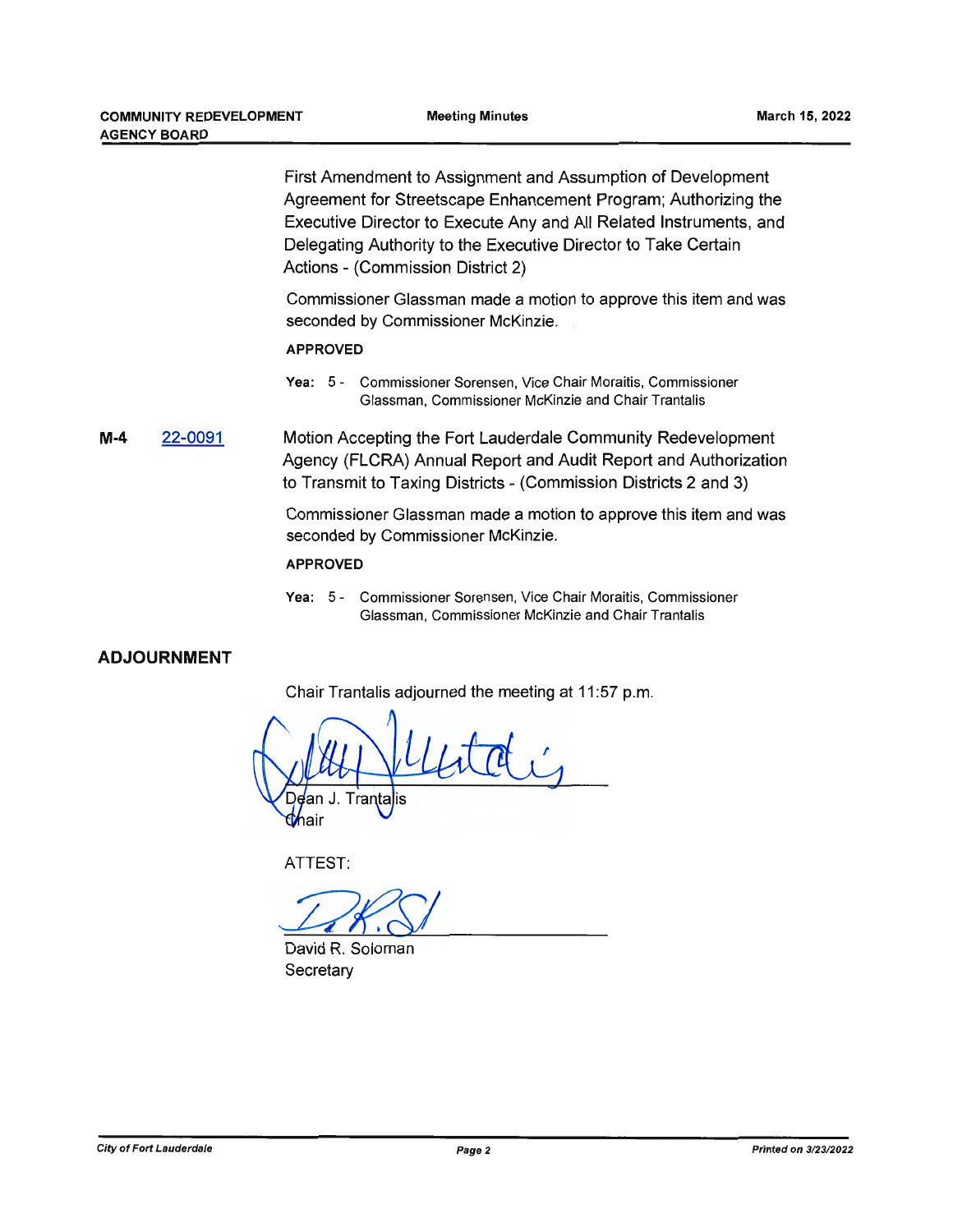First Amendment to Assignment and Assumption of Development Agreement for Streetscape Enhancement Program; Authorizing the Executive Director to Execute Any and All Related Instruments, and Delegating Authority to the Executive Director to Take Certain Actions - (Commission District 2)

Commissioner Glassman made a motion to approve this item and was seconded by Commissioner McKinzie.

**APPROVED**

**Yea:** 5 - Commissioner Sorensen, Vice Chair Moraitis, Commissioner Glassman, Commissioner McKinzie and Chair Trantalis

**M-4** 22-0091 Motion Accepting the Fort Lauderdale Community Redevelopment Agency (FLCRA) Annual Report and Audit Report and Authorization to Transmit to Taxing Districts - (Commission Districts 2 and 3)

Commissioner Glassman made a motion to approve this item and was seconded by Commissioner McKinzie.

**APPROVED**

**Yea:** 5 - Commissioner Sorensen, Vice Chair Moraitis, Commissioner Glassman, Commissioner McKinzie and Chair Trantalis

## ADJOURNMENT

Chair Trantalis adjourned the meeting at 11:57 p.m.

Dean J. Trantalis
Chair

ATTEST:

David R. Soloman
Secretary